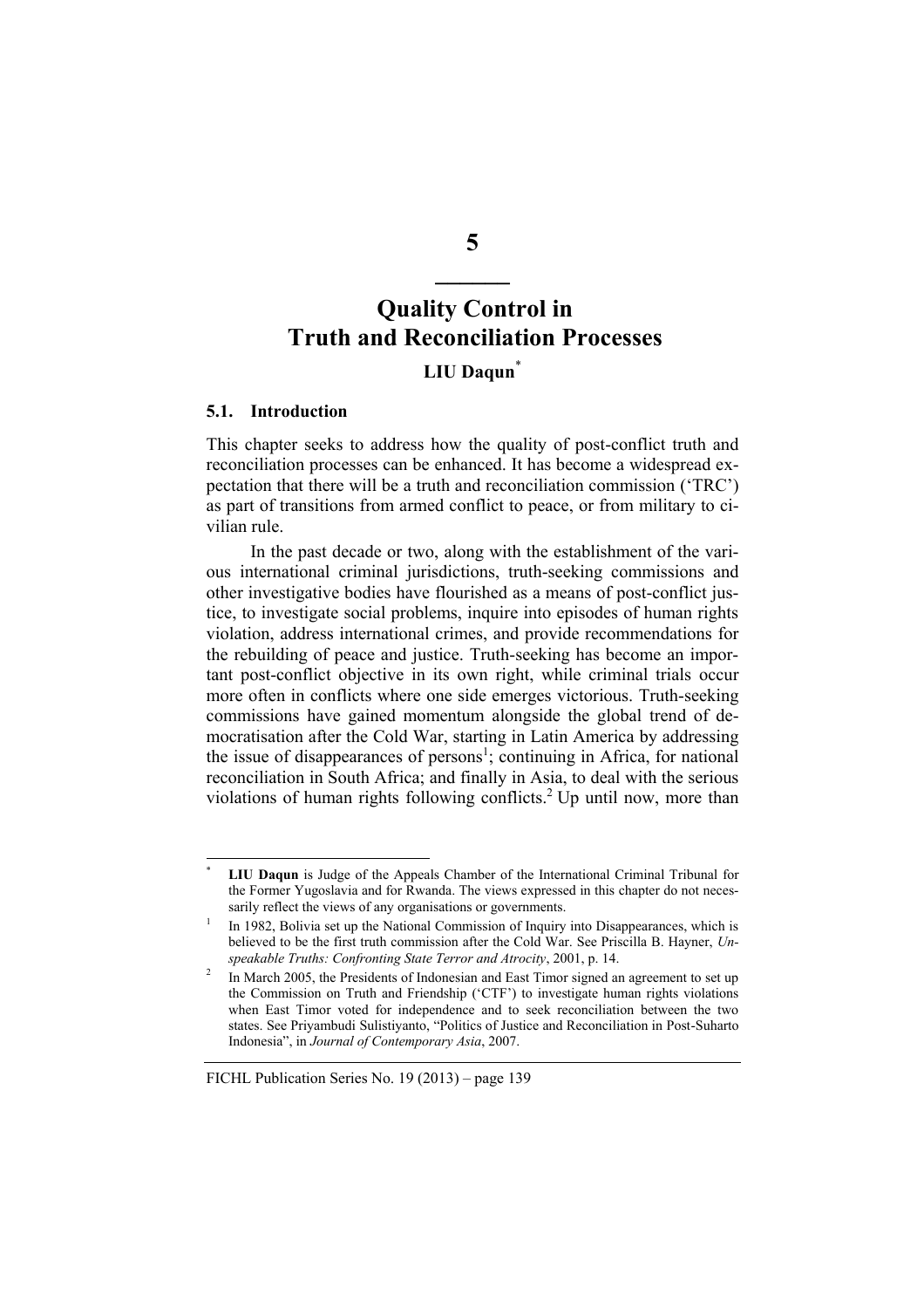# 5

# Quality Control in Truth and Reconciliation Processes

**LIU Daqun**[*]

## 5.1. Introduction

This chapter seeks to address how the quality of post-conflict truth and reconciliation processes can be enhanced. It has become a widespread expectation that there will be a truth and reconciliation commission ('TRC') as part of transitions from armed conflict to peace, or from military to civilian rule.

In the past decade or two, along with the establishment of the various international criminal jurisdictions, truth-seeking commissions and other investigative bodies have flourished as a means of post-conflict justice, to investigate social problems, inquire into episodes of human rights violation, address international crimes, and provide recommendations for the rebuilding of peace and justice. Truth-seeking has become an important post-conflict objective in its own right, while criminal trials occur more often in conflicts where one side emerges victorious. Truth-seeking commissions have gained momentum alongside the global trend of democratisation after the Cold War, starting in Latin America by addressing the issue of disappearances of persons[1]; continuing in Africa, for national reconciliation in South Africa; and finally in Asia, to deal with the serious violations of human rights following conflicts.[2] Up until now, more than

---

[*] **LIU Daqun** is Judge of the Appeals Chamber of the International Criminal Tribunal for the Former Yugoslavia and for Rwanda. The views expressed in this chapter do not necessarily reflect the views of any organisations or governments.

[1] In 1982, Bolivia set up the National Commission of Inquiry into Disappearances, which is believed to be the first truth commission after the Cold War. See Priscilla B. Hayner, *Unspeakable Truths: Confronting State Terror and Atrocity*, 2001, p. 14.

[2] In March 2005, the Presidents of Indonesian and East Timor signed an agreement to set up the Commission on Truth and Friendship ('CTF') to investigate human rights violations when East Timor voted for independence and to seek reconciliation between the two states. See Priyambudi Sulistiyanto, "Politics of Justice and Reconciliation in Post-Suharto Indonesia", in *Journal of Contemporary Asia*, 2007.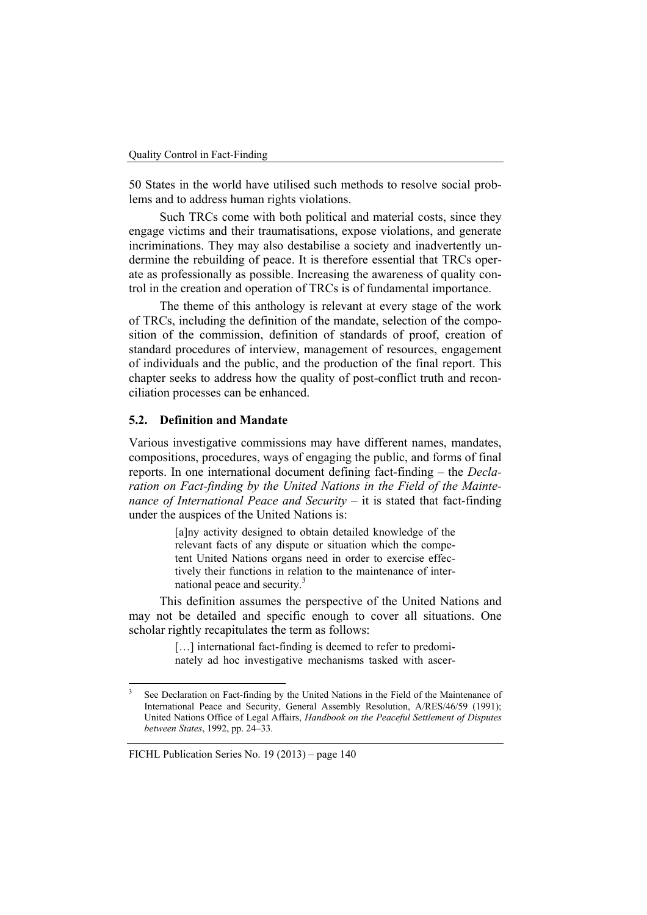50 States in the world have utilised such methods to resolve social problems and to address human rights violations.

Such TRCs come with both political and material costs, since they engage victims and their traumatisations, expose violations, and generate incriminations. They may also destabilise a society and inadvertently undermine the rebuilding of peace. It is therefore essential that TRCs operate as professionally as possible. Increasing the awareness of quality control in the creation and operation of TRCs is of fundamental importance.

The theme of this anthology is relevant at every stage of the work of TRCs, including the definition of the mandate, selection of the composition of the commission, definition of standards of proof, creation of standard procedures of interview, management of resources, engagement of individuals and the public, and the production of the final report. This chapter seeks to address how the quality of post-conflict truth and reconciliation processes can be enhanced.

### 5.2. Definition and Mandate

Various investigative commissions may have different names, mandates, compositions, procedures, ways of engaging the public, and forms of final reports. In one international document defining fact-finding – the *Declaration on Fact-finding by the United Nations in the Field of the Maintenance of International Peace and Security* – it is stated that fact-finding under the auspices of the United Nations is:

> [a]ny activity designed to obtain detailed knowledge of the relevant facts of any dispute or situation which the competent United Nations organs need in order to exercise effectively their functions in relation to the maintenance of international peace and security.[3]

This definition assumes the perspective of the United Nations and may not be detailed and specific enough to cover all situations. One scholar rightly recapitulates the term as follows:

> […] international fact-finding is deemed to refer to predominately ad hoc investigative mechanisms tasked with ascer-

---

[3] See Declaration on Fact-finding by the United Nations in the Field of the Maintenance of International Peace and Security, General Assembly Resolution, A/RES/46/59 (1991); United Nations Office of Legal Affairs, *Handbook on the Peaceful Settlement of Disputes between States*, 1992, pp. 24–33.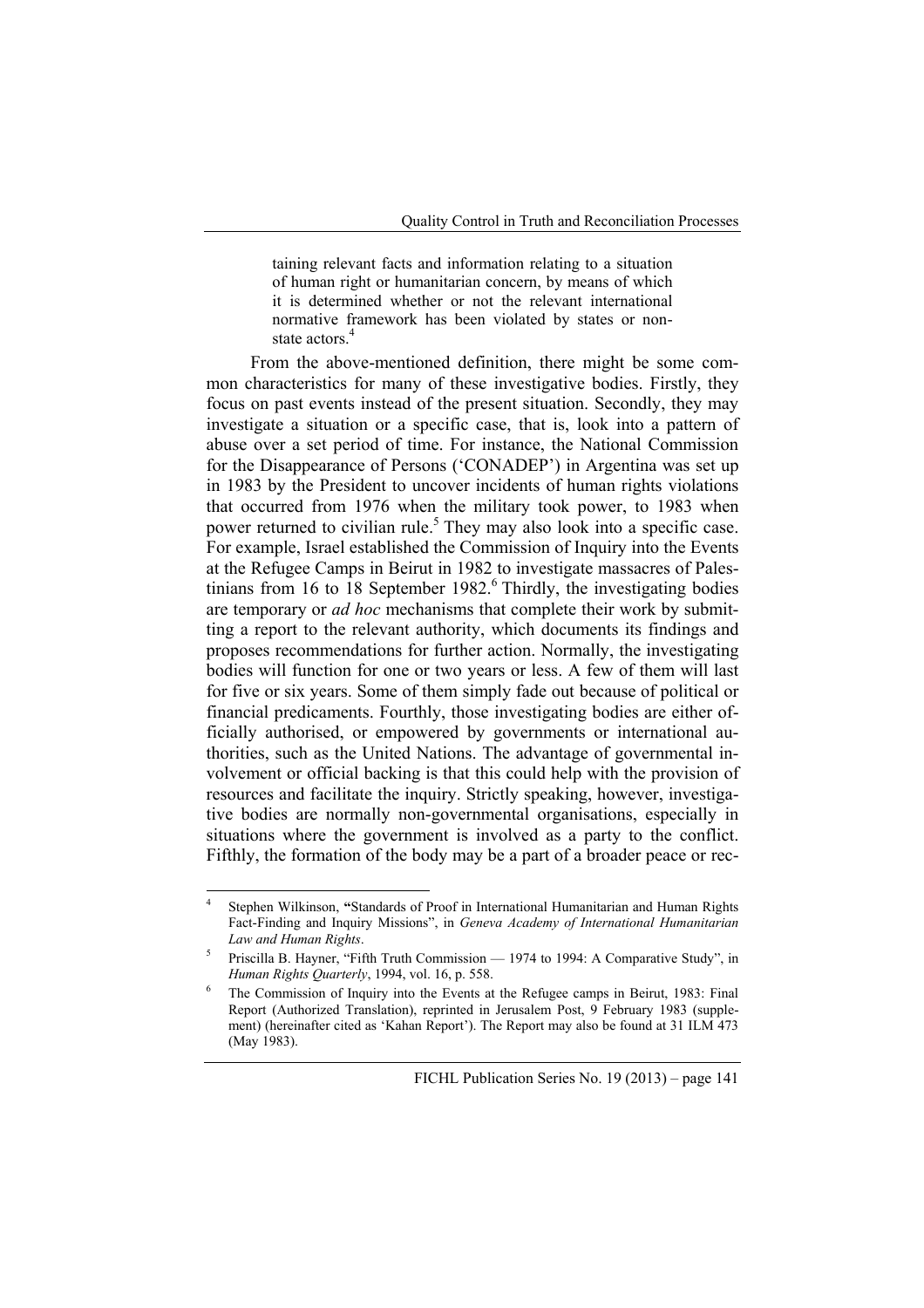> taining relevant facts and information relating to a situation of human right or humanitarian concern, by means of which it is determined whether or not the relevant international normative framework has been violated by states or non-state actors.[4]

From the above-mentioned definition, there might be some common characteristics for many of these investigative bodies. Firstly, they focus on past events instead of the present situation. Secondly, they may investigate a situation or a specific case, that is, look into a pattern of abuse over a set period of time. For instance, the National Commission for the Disappearance of Persons ('CONADEP') in Argentina was set up in 1983 by the President to uncover incidents of human rights violations that occurred from 1976 when the military took power, to 1983 when power returned to civilian rule.[5] They may also look into a specific case. For example, Israel established the Commission of Inquiry into the Events at the Refugee Camps in Beirut in 1982 to investigate massacres of Palestinians from 16 to 18 September 1982.[6] Thirdly, the investigating bodies are temporary or *ad hoc* mechanisms that complete their work by submitting a report to the relevant authority, which documents its findings and proposes recommendations for further action. Normally, the investigating bodies will function for one or two years or less. A few of them will last for five or six years. Some of them simply fade out because of political or financial predicaments. Fourthly, those investigating bodies are either officially authorised, or empowered by governments or international authorities, such as the United Nations. The advantage of governmental involvement or official backing is that this could help with the provision of resources and facilitate the inquiry. Strictly speaking, however, investigative bodies are normally non-governmental organisations, especially in situations where the government is involved as a party to the conflict. Fifthly, the formation of the body may be a part of a broader peace or rec-

---

[4] Stephen Wilkinson, **"**Standards of Proof in International Humanitarian and Human Rights Fact-Finding and Inquiry Missions", in *Geneva Academy of International Humanitarian Law and Human Rights*.

[5] Priscilla B. Hayner, "Fifth Truth Commission — 1974 to 1994: A Comparative Study", in *Human Rights Quarterly*, 1994, vol. 16, p. 558.

[6] The Commission of Inquiry into the Events at the Refugee camps in Beirut, 1983: Final Report (Authorized Translation), reprinted in Jerusalem Post, 9 February 1983 (supplement) (hereinafter cited as 'Kahan Report'). The Report may also be found at 31 ILM 473 (May 1983).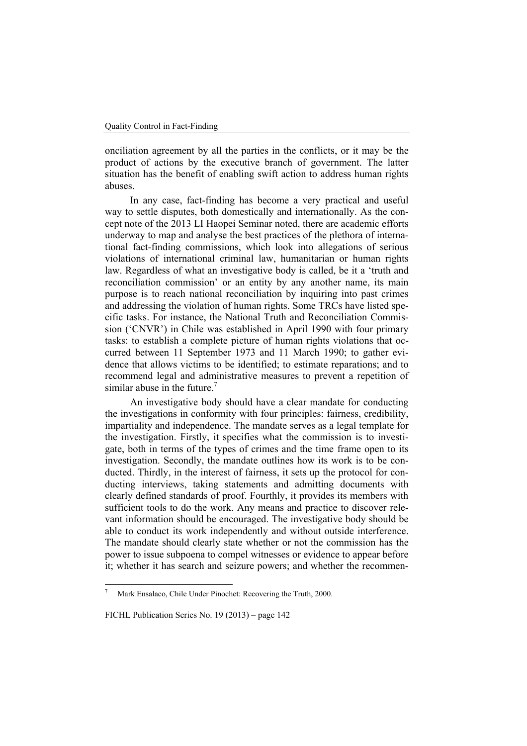onciliation agreement by all the parties in the conflicts, or it may be the product of actions by the executive branch of government. The latter situation has the benefit of enabling swift action to address human rights abuses.

In any case, fact-finding has become a very practical and useful way to settle disputes, both domestically and internationally. As the concept note of the 2013 LI Haopei Seminar noted, there are academic efforts underway to map and analyse the best practices of the plethora of international fact-finding commissions, which look into allegations of serious violations of international criminal law, humanitarian or human rights law. Regardless of what an investigative body is called, be it a 'truth and reconciliation commission' or an entity by any another name, its main purpose is to reach national reconciliation by inquiring into past crimes and addressing the violation of human rights. Some TRCs have listed specific tasks. For instance, the National Truth and Reconciliation Commission ('CNVR') in Chile was established in April 1990 with four primary tasks: to establish a complete picture of human rights violations that occurred between 11 September 1973 and 11 March 1990; to gather evidence that allows victims to be identified; to estimate reparations; and to recommend legal and administrative measures to prevent a repetition of similar abuse in the future.[7]

An investigative body should have a clear mandate for conducting the investigations in conformity with four principles: fairness, credibility, impartiality and independence. The mandate serves as a legal template for the investigation. Firstly, it specifies what the commission is to investigate, both in terms of the types of crimes and the time frame open to its investigation. Secondly, the mandate outlines how its work is to be conducted. Thirdly, in the interest of fairness, it sets up the protocol for conducting interviews, taking statements and admitting documents with clearly defined standards of proof. Fourthly, it provides its members with sufficient tools to do the work. Any means and practice to discover relevant information should be encouraged. The investigative body should be able to conduct its work independently and without outside interference. The mandate should clearly state whether or not the commission has the power to issue subpoena to compel witnesses or evidence to appear before it; whether it has search and seizure powers; and whether the recommen-

[7] Mark Ensalaco, Chile Under Pinochet: Recovering the Truth, 2000.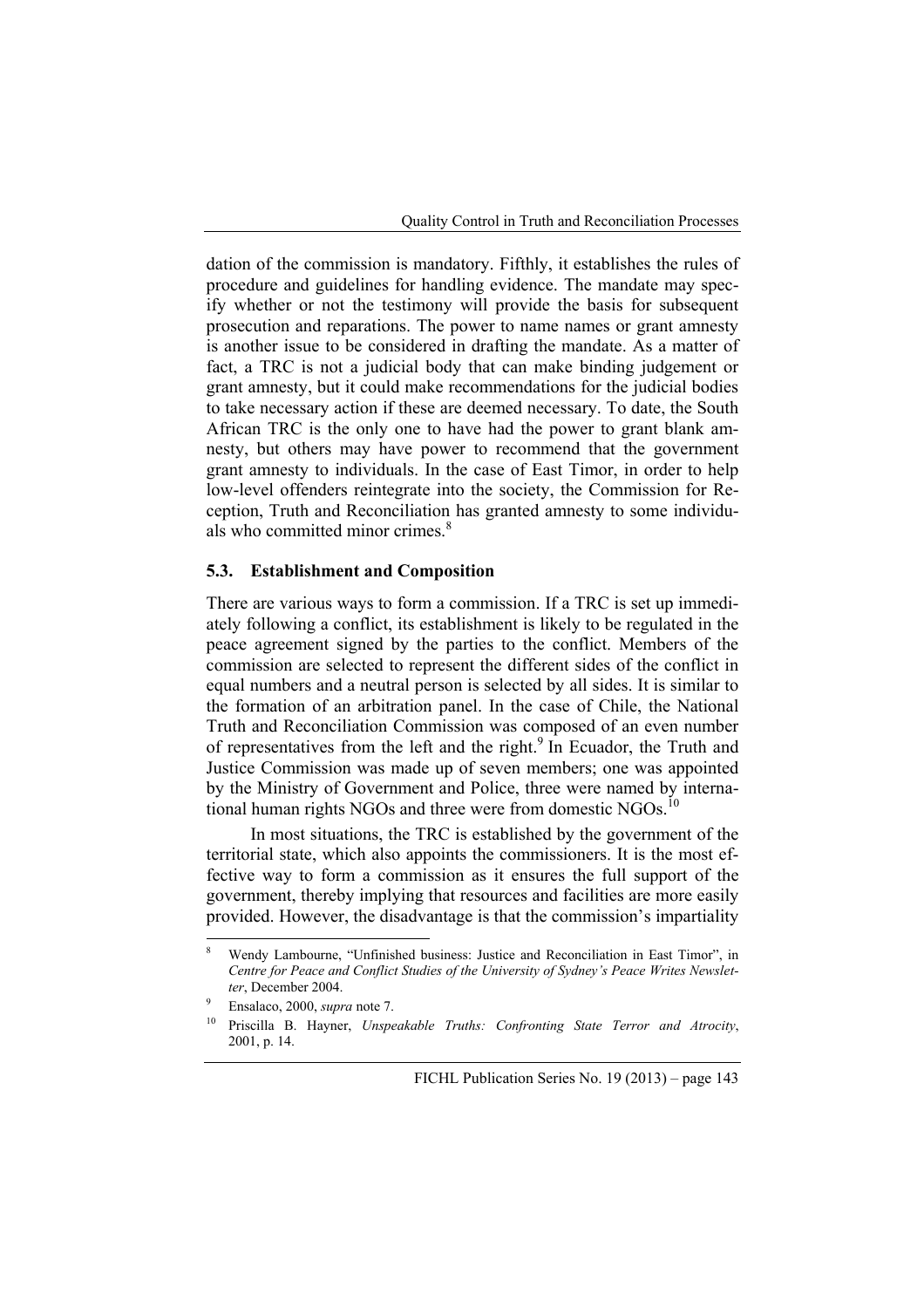dation of the commission is mandatory. Fifthly, it establishes the rules of procedure and guidelines for handling evidence. The mandate may specify whether or not the testimony will provide the basis for subsequent prosecution and reparations. The power to name names or grant amnesty is another issue to be considered in drafting the mandate. As a matter of fact, a TRC is not a judicial body that can make binding judgement or grant amnesty, but it could make recommendations for the judicial bodies to take necessary action if these are deemed necessary. To date, the South African TRC is the only one to have had the power to grant blank amnesty, but others may have power to recommend that the government grant amnesty to individuals. In the case of East Timor, in order to help low-level offenders reintegrate into the society, the Commission for Reception, Truth and Reconciliation has granted amnesty to some individuals who committed minor crimes.[8]

### 5.3. Establishment and Composition

There are various ways to form a commission. If a TRC is set up immediately following a conflict, its establishment is likely to be regulated in the peace agreement signed by the parties to the conflict. Members of the commission are selected to represent the different sides of the conflict in equal numbers and a neutral person is selected by all sides. It is similar to the formation of an arbitration panel. In the case of Chile, the National Truth and Reconciliation Commission was composed of an even number of representatives from the left and the right.[9] In Ecuador, the Truth and Justice Commission was made up of seven members; one was appointed by the Ministry of Government and Police, three were named by international human rights NGOs and three were from domestic NGOs.[10]

In most situations, the TRC is established by the government of the territorial state, which also appoints the commissioners. It is the most effective way to form a commission as it ensures the full support of the government, thereby implying that resources and facilities are more easily provided. However, the disadvantage is that the commission's impartiality

---

[8] Wendy Lambourne, "Unfinished business: Justice and Reconciliation in East Timor", in *Centre for Peace and Conflict Studies of the University of Sydney's Peace Writes Newsletter*, December 2004.

[9] Ensalaco, 2000, *supra* note 7.

[10] Priscilla B. Hayner, *Unspeakable Truths: Confronting State Terror and Atrocity*, 2001, p. 14.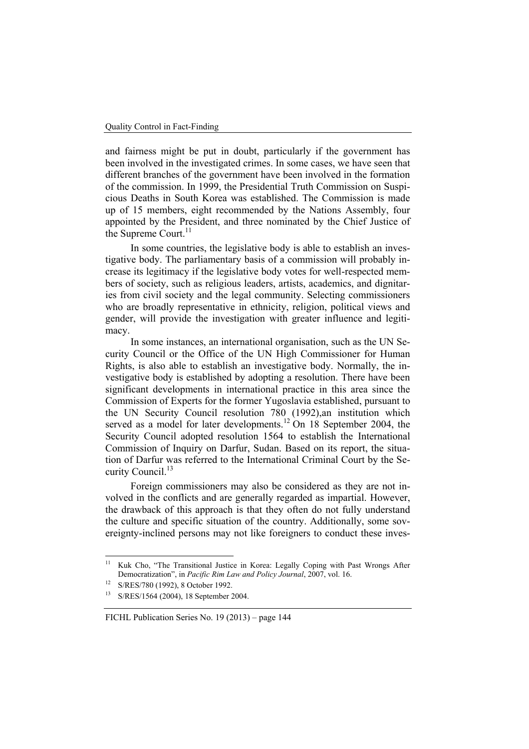and fairness might be put in doubt, particularly if the government has been involved in the investigated crimes. In some cases, we have seen that different branches of the government have been involved in the formation of the commission. In 1999, the Presidential Truth Commission on Suspicious Deaths in South Korea was established. The Commission is made up of 15 members, eight recommended by the Nations Assembly, four appointed by the President, and three nominated by the Chief Justice of the Supreme Court.[11]

In some countries, the legislative body is able to establish an investigative body. The parliamentary basis of a commission will probably increase its legitimacy if the legislative body votes for well-respected members of society, such as religious leaders, artists, academics, and dignitaries from civil society and the legal community. Selecting commissioners who are broadly representative in ethnicity, religion, political views and gender, will provide the investigation with greater influence and legitimacy.

In some instances, an international organisation, such as the UN Security Council or the Office of the UN High Commissioner for Human Rights, is also able to establish an investigative body. Normally, the investigative body is established by adopting a resolution. There have been significant developments in international practice in this area since the Commission of Experts for the former Yugoslavia established, pursuant to the UN Security Council resolution 780 (1992),an institution which served as a model for later developments.[12] On 18 September 2004, the Security Council adopted resolution 1564 to establish the International Commission of Inquiry on Darfur, Sudan. Based on its report, the situation of Darfur was referred to the International Criminal Court by the Security Council.[13]

Foreign commissioners may also be considered as they are not involved in the conflicts and are generally regarded as impartial. However, the drawback of this approach is that they often do not fully understand the culture and specific situation of the country. Additionally, some sovereignty-inclined persons may not like foreigners to conduct these inves-

---

[11] Kuk Cho, "The Transitional Justice in Korea: Legally Coping with Past Wrongs After Democratization", in *Pacific Rim Law and Policy Journal*, 2007, vol. 16.

[12] S/RES/780 (1992), 8 October 1992.

[13] S/RES/1564 (2004), 18 September 2004.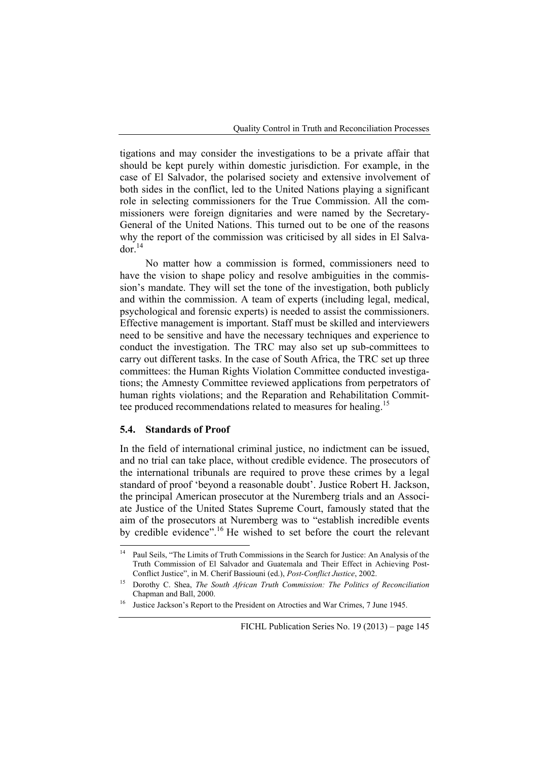tigations and may consider the investigations to be a private affair that should be kept purely within domestic jurisdiction. For example, in the case of El Salvador, the polarised society and extensive involvement of both sides in the conflict, led to the United Nations playing a significant role in selecting commissioners for the True Commission. All the commissioners were foreign dignitaries and were named by the Secretary-General of the United Nations. This turned out to be one of the reasons why the report of the commission was criticised by all sides in El Salvador.[14]

No matter how a commission is formed, commissioners need to have the vision to shape policy and resolve ambiguities in the commission's mandate. They will set the tone of the investigation, both publicly and within the commission. A team of experts (including legal, medical, psychological and forensic experts) is needed to assist the commissioners. Effective management is important. Staff must be skilled and interviewers need to be sensitive and have the necessary techniques and experience to conduct the investigation. The TRC may also set up sub-committees to carry out different tasks. In the case of South Africa, the TRC set up three committees: the Human Rights Violation Committee conducted investigations; the Amnesty Committee reviewed applications from perpetrators of human rights violations; and the Reparation and Rehabilitation Committee produced recommendations related to measures for healing.[15]

### 5.4. Standards of Proof

In the field of international criminal justice, no indictment can be issued, and no trial can take place, without credible evidence. The prosecutors of the international tribunals are required to prove these crimes by a legal standard of proof 'beyond a reasonable doubt'. Justice Robert H. Jackson, the principal American prosecutor at the Nuremberg trials and an Associate Justice of the United States Supreme Court, famously stated that the aim of the prosecutors at Nuremberg was to "establish incredible events by credible evidence".[16] He wished to set before the court the relevant

---

[14] Paul Seils, "The Limits of Truth Commissions in the Search for Justice: An Analysis of the Truth Commission of El Salvador and Guatemala and Their Effect in Achieving Post-Conflict Justice", in M. Cherif Bassiouni (ed.), *Post-Conflict Justice*, 2002.

[15] Dorothy C. Shea, *The South African Truth Commission: The Politics of Reconciliation* Chapman and Ball, 2000.

[16] Justice Jackson's Report to the President on Atrocties and War Crimes, 7 June 1945.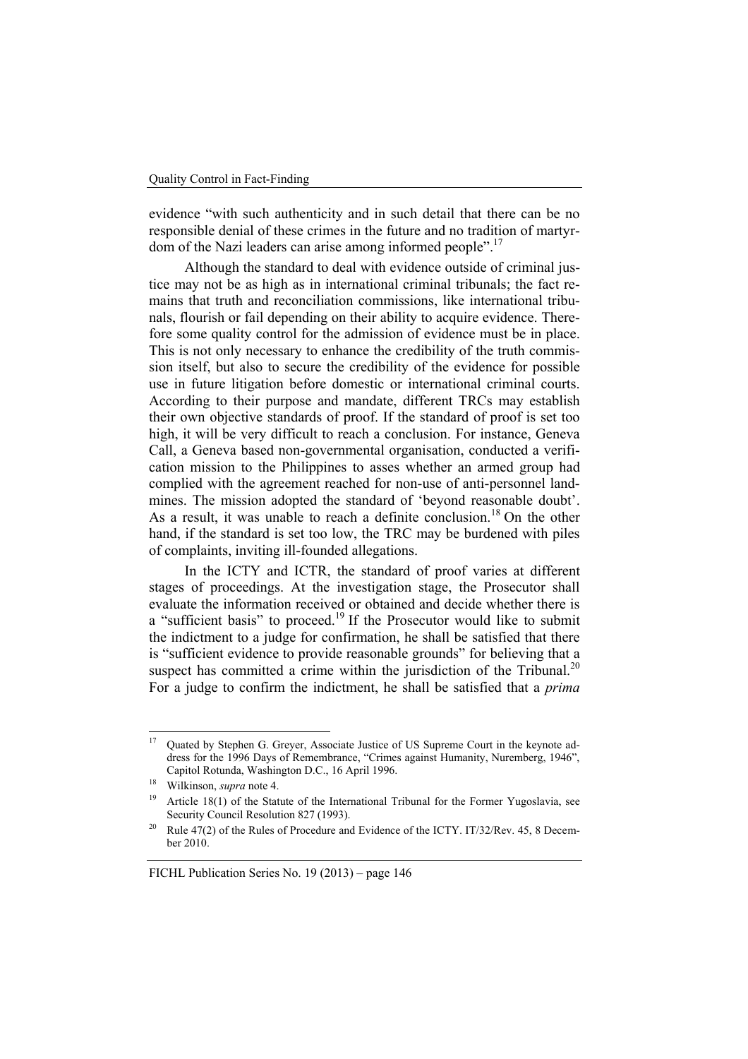evidence "with such authenticity and in such detail that there can be no responsible denial of these crimes in the future and no tradition of martyrdom of the Nazi leaders can arise among informed people".[17]

Although the standard to deal with evidence outside of criminal justice may not be as high as in international criminal tribunals; the fact remains that truth and reconciliation commissions, like international tribunals, flourish or fail depending on their ability to acquire evidence. Therefore some quality control for the admission of evidence must be in place. This is not only necessary to enhance the credibility of the truth commission itself, but also to secure the credibility of the evidence for possible use in future litigation before domestic or international criminal courts. According to their purpose and mandate, different TRCs may establish their own objective standards of proof. If the standard of proof is set too high, it will be very difficult to reach a conclusion. For instance, Geneva Call, a Geneva based non-governmental organisation, conducted a verification mission to the Philippines to asses whether an armed group had complied with the agreement reached for non-use of anti-personnel landmines. The mission adopted the standard of 'beyond reasonable doubt'. As a result, it was unable to reach a definite conclusion.[18] On the other hand, if the standard is set too low, the TRC may be burdened with piles of complaints, inviting ill-founded allegations.

In the ICTY and ICTR, the standard of proof varies at different stages of proceedings. At the investigation stage, the Prosecutor shall evaluate the information received or obtained and decide whether there is a "sufficient basis" to proceed.[19] If the Prosecutor would like to submit the indictment to a judge for confirmation, he shall be satisfied that there is "sufficient evidence to provide reasonable grounds" for believing that a suspect has committed a crime within the jurisdiction of the Tribunal.[20] For a judge to confirm the indictment, he shall be satisfied that a *prima*

---

[17] Quated by Stephen G. Greyer, Associate Justice of US Supreme Court in the keynote address for the 1996 Days of Remembrance, "Crimes against Humanity, Nuremberg, 1946", Capitol Rotunda, Washington D.C., 16 April 1996.

[18] Wilkinson, *supra* note 4.

[19] Article 18(1) of the Statute of the International Tribunal for the Former Yugoslavia, see Security Council Resolution 827 (1993).

[20] Rule 47(2) of the Rules of Procedure and Evidence of the ICTY. IT/32/Rev. 45, 8 December 2010.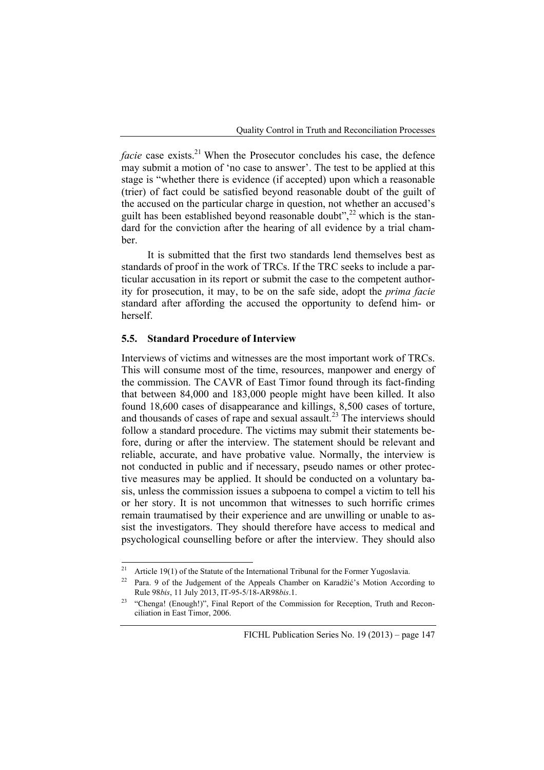*facie* case exists.[21] When the Prosecutor concludes his case, the defence may submit a motion of 'no case to answer'. The test to be applied at this stage is "whether there is evidence (if accepted) upon which a reasonable (trier) of fact could be satisfied beyond reasonable doubt of the guilt of the accused on the particular charge in question, not whether an accused's guilt has been established beyond reasonable doubt",[22] which is the standard for the conviction after the hearing of all evidence by a trial chamber.

It is submitted that the first two standards lend themselves best as standards of proof in the work of TRCs. If the TRC seeks to include a particular accusation in its report or submit the case to the competent authority for prosecution, it may, to be on the safe side, adopt the *prima facie* standard after affording the accused the opportunity to defend him- or herself.

### 5.5. Standard Procedure of Interview

Interviews of victims and witnesses are the most important work of TRCs. This will consume most of the time, resources, manpower and energy of the commission. The CAVR of East Timor found through its fact-finding that between 84,000 and 183,000 people might have been killed. It also found 18,600 cases of disappearance and killings, 8,500 cases of torture, and thousands of cases of rape and sexual assault.[23] The interviews should follow a standard procedure. The victims may submit their statements before, during or after the interview. The statement should be relevant and reliable, accurate, and have probative value. Normally, the interview is not conducted in public and if necessary, pseudo names or other protective measures may be applied. It should be conducted on a voluntary basis, unless the commission issues a subpoena to compel a victim to tell his or her story. It is not uncommon that witnesses to such horrific crimes remain traumatised by their experience and are unwilling or unable to assist the investigators. They should therefore have access to medical and psychological counselling before or after the interview. They should also

---

[21] Article 19(1) of the Statute of the International Tribunal for the Former Yugoslavia.

[22] Para. 9 of the Judgement of the Appeals Chamber on Karadžić's Motion According to Rule 98*bis*, 11 July 2013, IT-95-5/18-AR98*bis*.1.

[23] "Chenga! (Enough!)", Final Report of the Commission for Reception, Truth and Reconciliation in East Timor, 2006.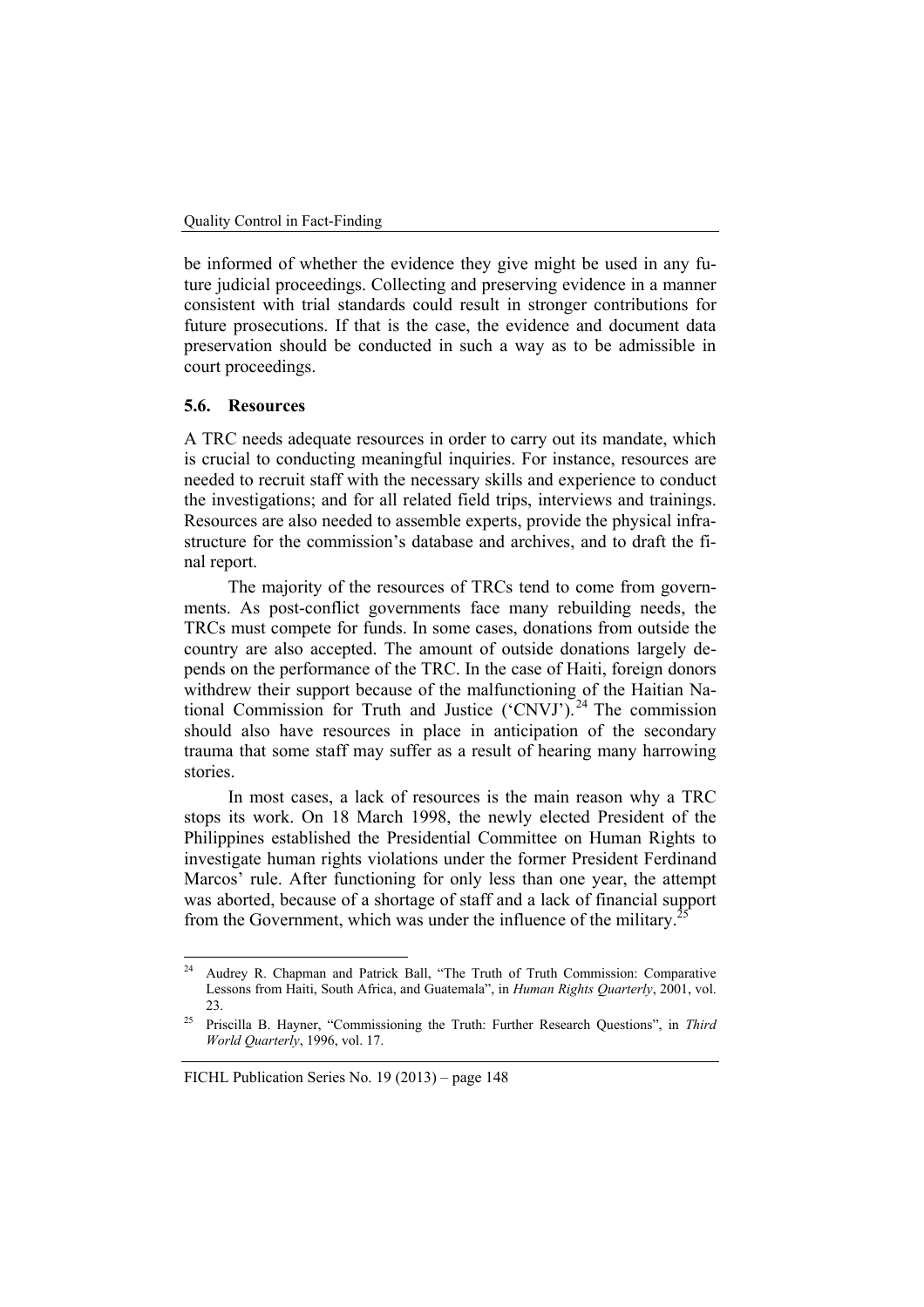be informed of whether the evidence they give might be used in any future judicial proceedings. Collecting and preserving evidence in a manner consistent with trial standards could result in stronger contributions for future prosecutions. If that is the case, the evidence and document data preservation should be conducted in such a way as to be admissible in court proceedings.

### 5.6. Resources

A TRC needs adequate resources in order to carry out its mandate, which is crucial to conducting meaningful inquiries. For instance, resources are needed to recruit staff with the necessary skills and experience to conduct the investigations; and for all related field trips, interviews and trainings. Resources are also needed to assemble experts, provide the physical infrastructure for the commission's database and archives, and to draft the final report.

The majority of the resources of TRCs tend to come from governments. As post-conflict governments face many rebuilding needs, the TRCs must compete for funds. In some cases, donations from outside the country are also accepted. The amount of outside donations largely depends on the performance of the TRC. In the case of Haiti, foreign donors withdrew their support because of the malfunctioning of the Haitian National Commission for Truth and Justice ('CNVJ').[24] The commission should also have resources in place in anticipation of the secondary trauma that some staff may suffer as a result of hearing many harrowing stories.

In most cases, a lack of resources is the main reason why a TRC stops its work. On 18 March 1998, the newly elected President of the Philippines established the Presidential Committee on Human Rights to investigate human rights violations under the former President Ferdinand Marcos' rule. After functioning for only less than one year, the attempt was aborted, because of a shortage of staff and a lack of financial support from the Government, which was under the influence of the military.[25]

---

[24] Audrey R. Chapman and Patrick Ball, "The Truth of Truth Commission: Comparative Lessons from Haiti, South Africa, and Guatemala", in *Human Rights Quarterly*, 2001, vol. 23.

[25] Priscilla B. Hayner, "Commissioning the Truth: Further Research Questions", in *Third World Quarterly*, 1996, vol. 17.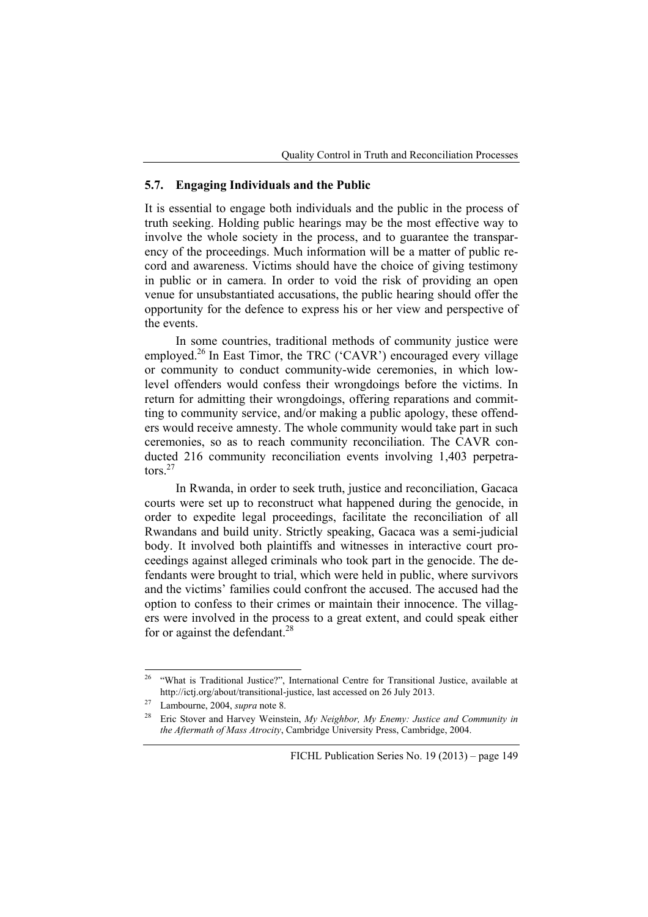## 5.7. Engaging Individuals and the Public

It is essential to engage both individuals and the public in the process of truth seeking. Holding public hearings may be the most effective way to involve the whole society in the process, and to guarantee the transparency of the proceedings. Much information will be a matter of public record and awareness. Victims should have the choice of giving testimony in public or in camera. In order to void the risk of providing an open venue for unsubstantiated accusations, the public hearing should offer the opportunity for the defence to express his or her view and perspective of the events.

In some countries, traditional methods of community justice were employed.[26] In East Timor, the TRC ('CAVR') encouraged every village or community to conduct community-wide ceremonies, in which low-level offenders would confess their wrongdoings before the victims. In return for admitting their wrongdoings, offering reparations and committing to community service, and/or making a public apology, these offenders would receive amnesty. The whole community would take part in such ceremonies, so as to reach community reconciliation. The CAVR conducted 216 community reconciliation events involving 1,403 perpetrators.[27]

In Rwanda, in order to seek truth, justice and reconciliation, Gacaca courts were set up to reconstruct what happened during the genocide, in order to expedite legal proceedings, facilitate the reconciliation of all Rwandans and build unity. Strictly speaking, Gacaca was a semi-judicial body. It involved both plaintiffs and witnesses in interactive court proceedings against alleged criminals who took part in the genocide. The defendants were brought to trial, which were held in public, where survivors and the victims' families could confront the accused. The accused had the option to confess to their crimes or maintain their innocence. The villagers were involved in the process to a great extent, and could speak either for or against the defendant.[28]

---

[26] "What is Traditional Justice?", International Centre for Transitional Justice, available at http://ictj.org/about/transitional-justice, last accessed on 26 July 2013.

[27] Lambourne, 2004, *supra* note 8.

[28] Eric Stover and Harvey Weinstein, *My Neighbor, My Enemy: Justice and Community in the Aftermath of Mass Atrocity*, Cambridge University Press, Cambridge, 2004.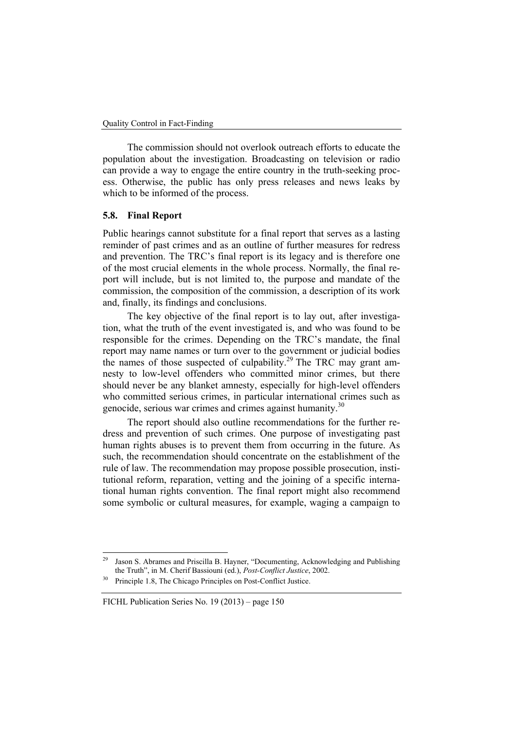The commission should not overlook outreach efforts to educate the population about the investigation. Broadcasting on television or radio can provide a way to engage the entire country in the truth-seeking process. Otherwise, the public has only press releases and news leaks by which to be informed of the process.

### 5.8. Final Report

Public hearings cannot substitute for a final report that serves as a lasting reminder of past crimes and as an outline of further measures for redress and prevention. The TRC's final report is its legacy and is therefore one of the most crucial elements in the whole process. Normally, the final report will include, but is not limited to, the purpose and mandate of the commission, the composition of the commission, a description of its work and, finally, its findings and conclusions.

The key objective of the final report is to lay out, after investigation, what the truth of the event investigated is, and who was found to be responsible for the crimes. Depending on the TRC's mandate, the final report may name names or turn over to the government or judicial bodies the names of those suspected of culpability.[29] The TRC may grant amnesty to low-level offenders who committed minor crimes, but there should never be any blanket amnesty, especially for high-level offenders who committed serious crimes, in particular international crimes such as genocide, serious war crimes and crimes against humanity.[30]

The report should also outline recommendations for the further redress and prevention of such crimes. One purpose of investigating past human rights abuses is to prevent them from occurring in the future. As such, the recommendation should concentrate on the establishment of the rule of law. The recommendation may propose possible prosecution, institutional reform, reparation, vetting and the joining of a specific international human rights convention. The final report might also recommend some symbolic or cultural measures, for example, waging a campaign to

---

[29] Jason S. Abrames and Priscilla B. Hayner, "Documenting, Acknowledging and Publishing the Truth", in M. Cherif Bassiouni (ed.), *Post-Conflict Justice*, 2002.

[30] Principle 1.8, The Chicago Principles on Post-Conflict Justice.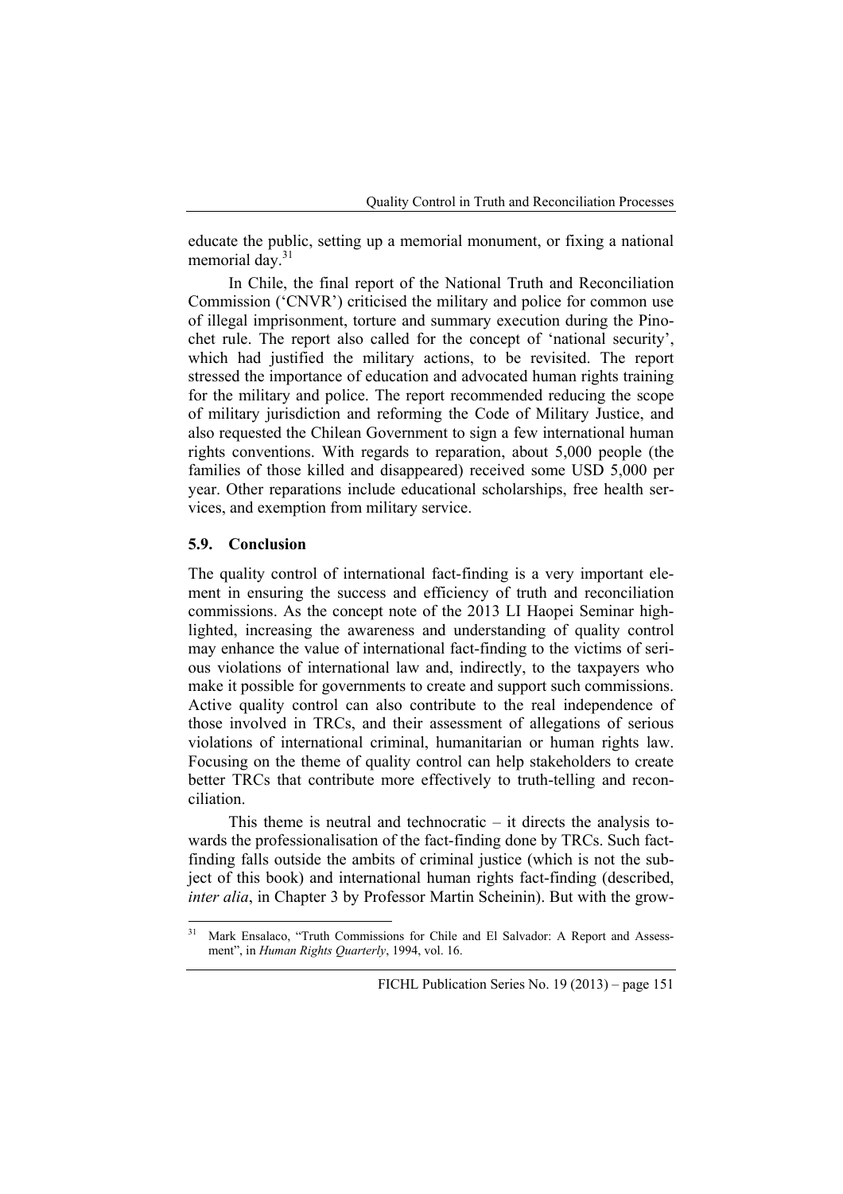educate the public, setting up a memorial monument, or fixing a national memorial day.[31]

In Chile, the final report of the National Truth and Reconciliation Commission ('CNVR') criticised the military and police for common use of illegal imprisonment, torture and summary execution during the Pinochet rule. The report also called for the concept of 'national security', which had justified the military actions, to be revisited. The report stressed the importance of education and advocated human rights training for the military and police. The report recommended reducing the scope of military jurisdiction and reforming the Code of Military Justice, and also requested the Chilean Government to sign a few international human rights conventions. With regards to reparation, about 5,000 people (the families of those killed and disappeared) received some USD 5,000 per year. Other reparations include educational scholarships, free health services, and exemption from military service.

### 5.9. Conclusion

The quality control of international fact-finding is a very important element in ensuring the success and efficiency of truth and reconciliation commissions. As the concept note of the 2013 LI Haopei Seminar highlighted, increasing the awareness and understanding of quality control may enhance the value of international fact-finding to the victims of serious violations of international law and, indirectly, to the taxpayers who make it possible for governments to create and support such commissions. Active quality control can also contribute to the real independence of those involved in TRCs, and their assessment of allegations of serious violations of international criminal, humanitarian or human rights law. Focusing on the theme of quality control can help stakeholders to create better TRCs that contribute more effectively to truth-telling and reconciliation.

This theme is neutral and technocratic – it directs the analysis towards the professionalisation of the fact-finding done by TRCs. Such fact-finding falls outside the ambits of criminal justice (which is not the subject of this book) and international human rights fact-finding (described, *inter alia*, in Chapter 3 by Professor Martin Scheinin). But with the grow-

---

[31] Mark Ensalaco, "Truth Commissions for Chile and El Salvador: A Report and Assessment", in *Human Rights Quarterly*, 1994, vol. 16.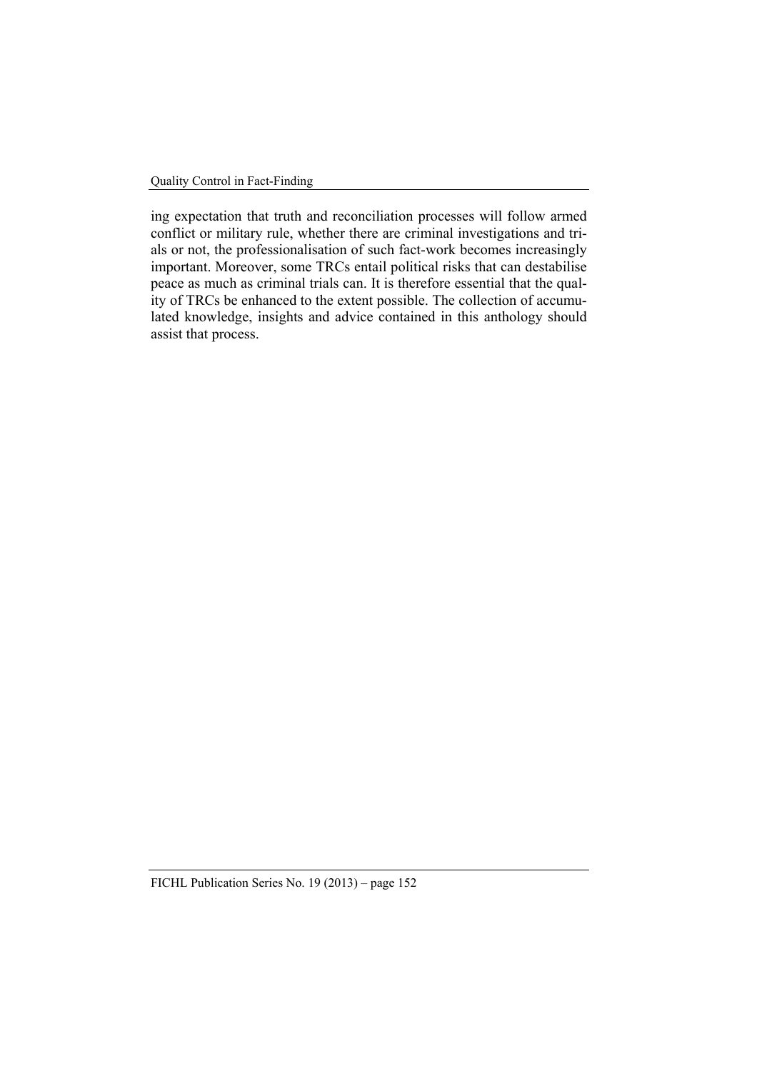ing expectation that truth and reconciliation processes will follow armed conflict or military rule, whether there are criminal investigations and trials or not, the professionalisation of such fact-work becomes increasingly important. Moreover, some TRCs entail political risks that can destabilise peace as much as criminal trials can. It is therefore essential that the quality of TRCs be enhanced to the extent possible. The collection of accumulated knowledge, insights and advice contained in this anthology should assist that process.